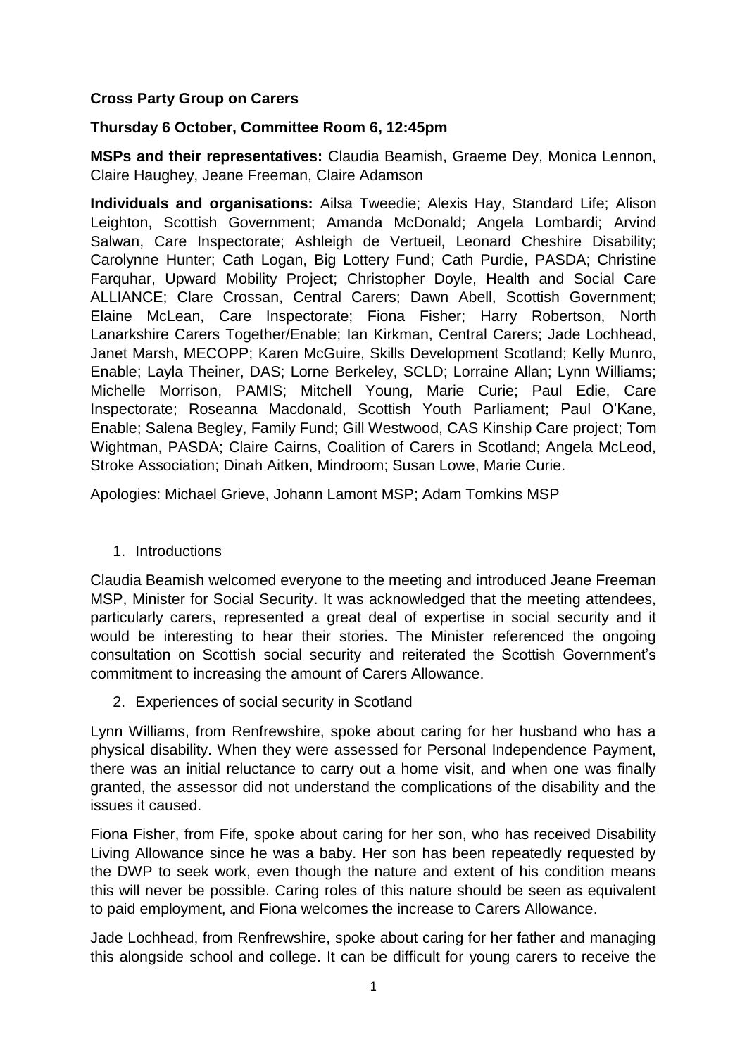**Cross Party Group on Carers**

**Thursday 6 October, Committee Room 6, 12:45pm**

**MSPs and their representatives:** Claudia Beamish, Graeme Dey, Monica Lennon, Claire Haughey, Jeane Freeman, Claire Adamson

**Individuals and organisations:** Ailsa Tweedie; Alexis Hay, Standard Life; Alison Leighton, Scottish Government; Amanda McDonald; Angela Lombardi; Arvind Salwan, Care Inspectorate; Ashleigh de Vertueil, Leonard Cheshire Disability; Carolynne Hunter; Cath Logan, Big Lottery Fund; Cath Purdie, PASDA; Christine Farquhar, Upward Mobility Project; Christopher Doyle, Health and Social Care ALLIANCE; Clare Crossan, Central Carers; Dawn Abell, Scottish Government; Elaine McLean, Care Inspectorate; Fiona Fisher; Harry Robertson, North Lanarkshire Carers Together/Enable; Ian Kirkman, Central Carers; Jade Lochhead, Janet Marsh, MECOPP; Karen McGuire, Skills Development Scotland; Kelly Munro, Enable; Layla Theiner, DAS; Lorne Berkeley, SCLD; Lorraine Allan; Lynn Williams; Michelle Morrison, PAMIS; Mitchell Young, Marie Curie; Paul Edie, Care Inspectorate; Roseanna Macdonald, Scottish Youth Parliament; Paul O'Kane, Enable; Salena Begley, Family Fund; Gill Westwood, CAS Kinship Care project; Tom Wightman, PASDA; Claire Cairns, Coalition of Carers in Scotland; Angela McLeod, Stroke Association; Dinah Aitken, Mindroom; Susan Lowe, Marie Curie.

Apologies: Michael Grieve, Johann Lamont MSP; Adam Tomkins MSP

1. Introductions

Claudia Beamish welcomed everyone to the meeting and introduced Jeane Freeman MSP, Minister for Social Security. It was acknowledged that the meeting attendees, particularly carers, represented a great deal of expertise in social security and it would be interesting to hear their stories. The Minister referenced the ongoing consultation on Scottish social security and reiterated the Scottish Government's commitment to increasing the amount of Carers Allowance.

2. Experiences of social security in Scotland

Lynn Williams, from Renfrewshire, spoke about caring for her husband who has a physical disability. When they were assessed for Personal Independence Payment, there was an initial reluctance to carry out a home visit, and when one was finally granted, the assessor did not understand the complications of the disability and the issues it caused.

Fiona Fisher, from Fife, spoke about caring for her son, who has received Disability Living Allowance since he was a baby. Her son has been repeatedly requested by the DWP to seek work, even though the nature and extent of his condition means this will never be possible. Caring roles of this nature should be seen as equivalent to paid employment, and Fiona welcomes the increase to Carers Allowance.

Jade Lochhead, from Renfrewshire, spoke about caring for her father and managing this alongside school and college. It can be difficult for young carers to receive the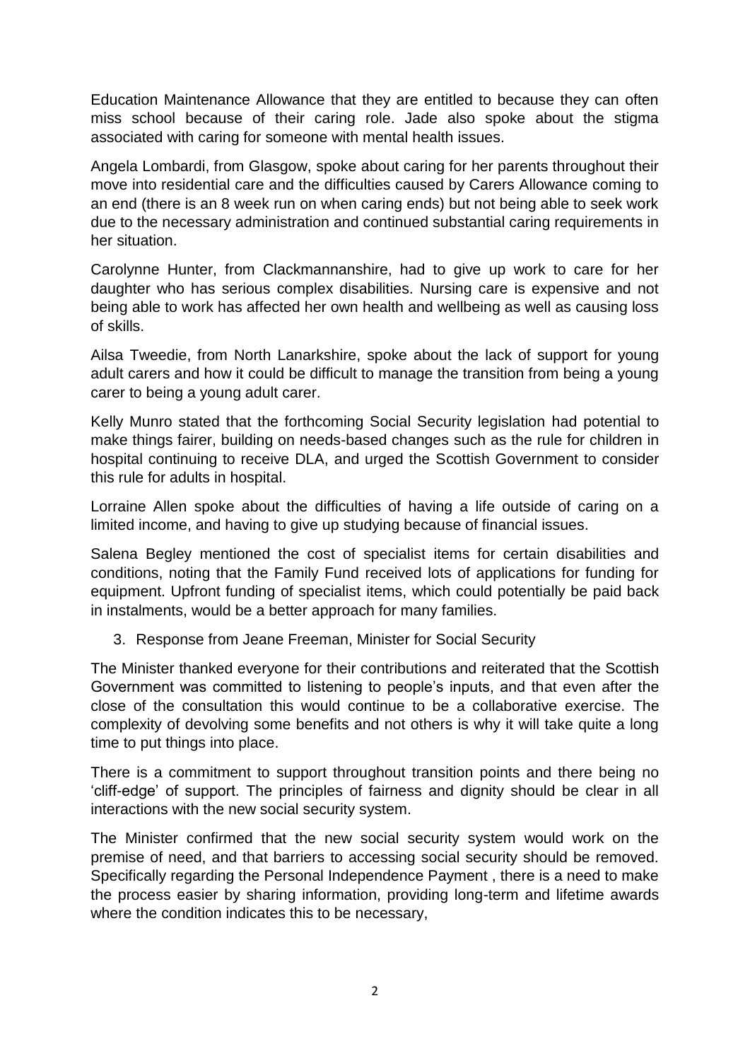Education Maintenance Allowance that they are entitled to because they can often miss school because of their caring role. Jade also spoke about the stigma associated with caring for someone with mental health issues.

Angela Lombardi, from Glasgow, spoke about caring for her parents throughout their move into residential care and the difficulties caused by Carers Allowance coming to an end (there is an 8 week run on when caring ends) but not being able to seek work due to the necessary administration and continued substantial caring requirements in her situation.

Carolynne Hunter, from Clackmannanshire, had to give up work to care for her daughter who has serious complex disabilities. Nursing care is expensive and not being able to work has affected her own health and wellbeing as well as causing loss of skills.

Ailsa Tweedie, from North Lanarkshire, spoke about the lack of support for young adult carers and how it could be difficult to manage the transition from being a young carer to being a young adult carer.

Kelly Munro stated that the forthcoming Social Security legislation had potential to make things fairer, building on needs-based changes such as the rule for children in hospital continuing to receive DLA, and urged the Scottish Government to consider this rule for adults in hospital.

Lorraine Allen spoke about the difficulties of having a life outside of caring on a limited income, and having to give up studying because of financial issues.

Salena Begley mentioned the cost of specialist items for certain disabilities and conditions, noting that the Family Fund received lots of applications for funding for equipment. Upfront funding of specialist items, which could potentially be paid back in instalments, would be a better approach for many families.

3. Response from Jeane Freeman, Minister for Social Security

The Minister thanked everyone for their contributions and reiterated that the Scottish Government was committed to listening to people's inputs, and that even after the close of the consultation this would continue to be a collaborative exercise. The complexity of devolving some benefits and not others is why it will take quite a long time to put things into place.

There is a commitment to support throughout transition points and there being no 'cliff-edge' of support. The principles of fairness and dignity should be clear in all interactions with the new social security system.

The Minister confirmed that the new social security system would work on the premise of need, and that barriers to accessing social security should be removed. Specifically regarding the Personal Independence Payment , there is a need to make the process easier by sharing information, providing long-term and lifetime awards where the condition indicates this to be necessary,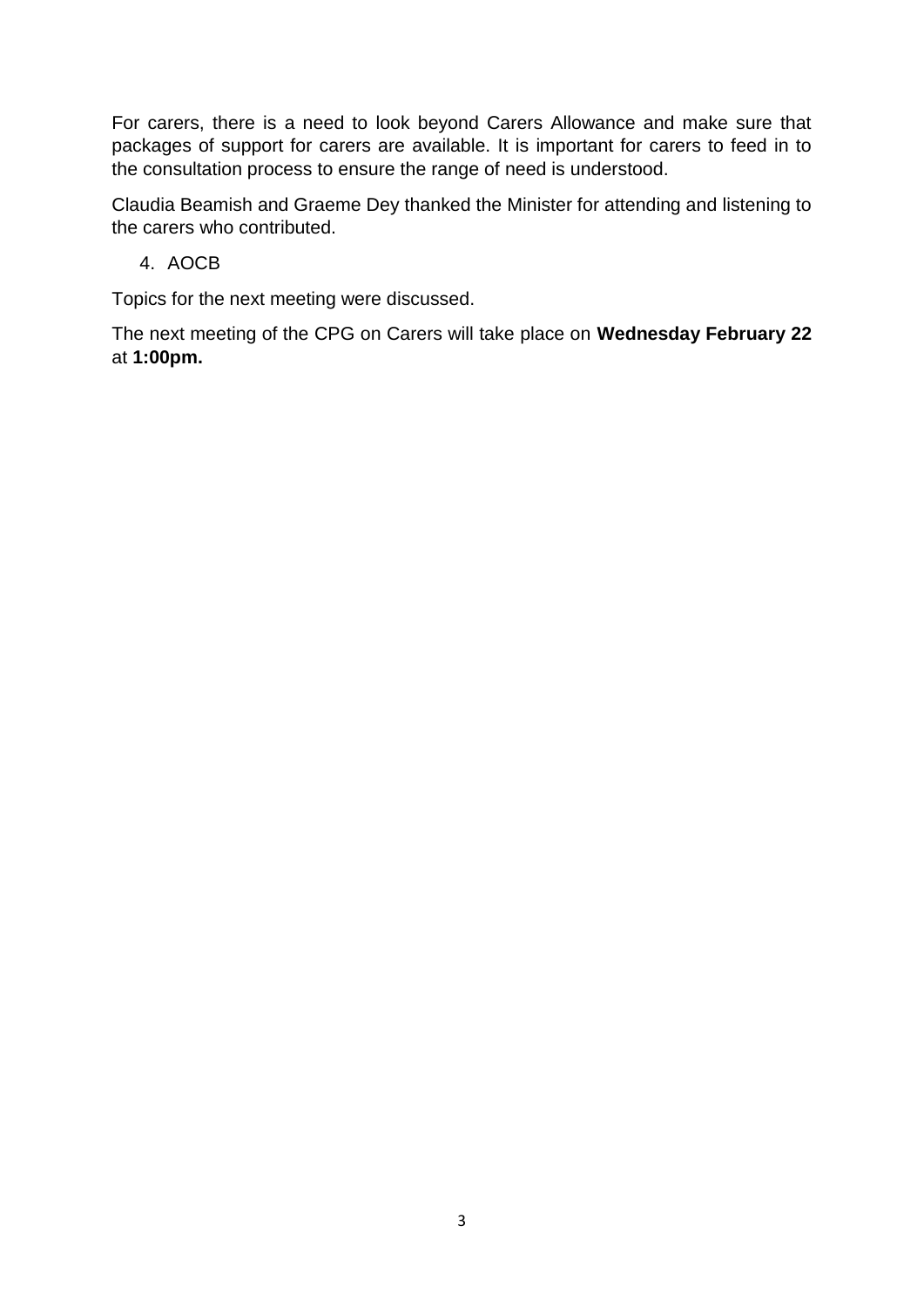For carers, there is a need to look beyond Carers Allowance and make sure that packages of support for carers are available. It is important for carers to feed in to the consultation process to ensure the range of need is understood.

Claudia Beamish and Graeme Dey thanked the Minister for attending and listening to the carers who contributed.

4. AOCB

Topics for the next meeting were discussed.

The next meeting of the CPG on Carers will take place on **Wednesday February 22** at **1:00pm.**